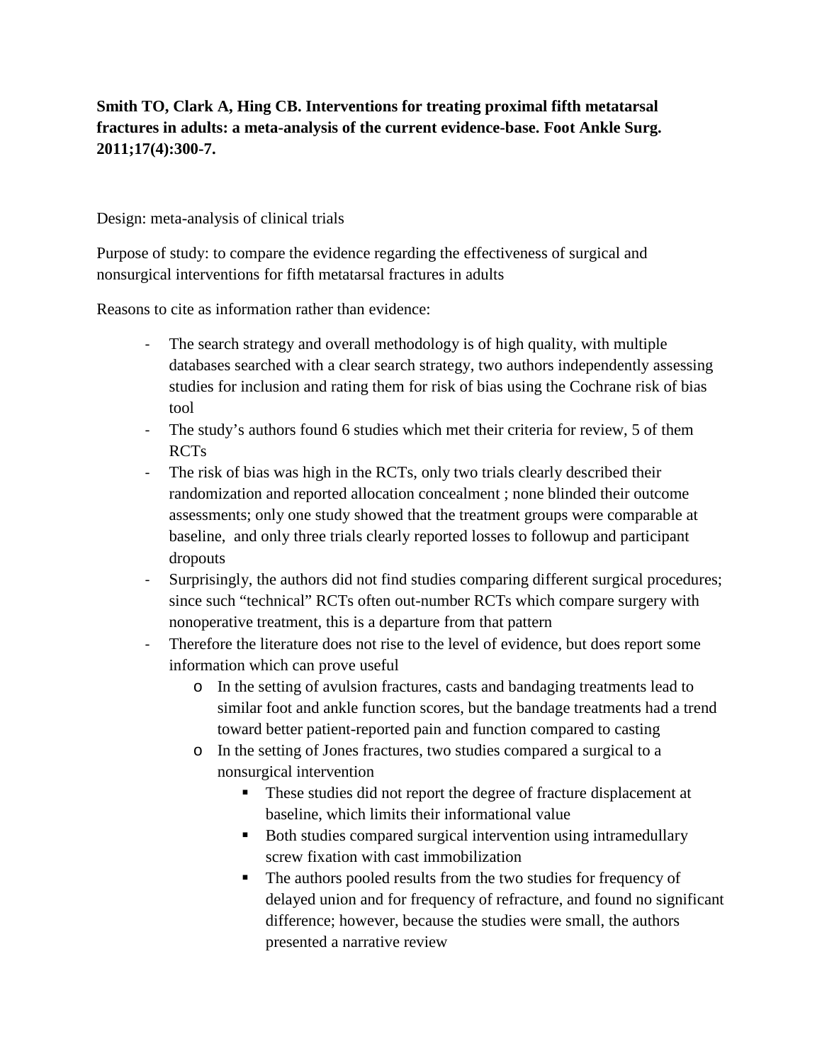**Smith TO, Clark A, Hing CB. Interventions for treating proximal fifth metatarsal fractures in adults: a meta-analysis of the current evidence-base. Foot Ankle Surg. 2011;17(4):300-7.**

Design: meta-analysis of clinical trials

Purpose of study: to compare the evidence regarding the effectiveness of surgical and nonsurgical interventions for fifth metatarsal fractures in adults

Reasons to cite as information rather than evidence:

- The search strategy and overall methodology is of high quality, with multiple databases searched with a clear search strategy, two authors independently assessing studies for inclusion and rating them for risk of bias using the Cochrane risk of bias tool
- The study's authors found 6 studies which met their criteria for review, 5 of them RCTs
- The risk of bias was high in the RCTs, only two trials clearly described their randomization and reported allocation concealment ; none blinded their outcome assessments; only one study showed that the treatment groups were comparable at baseline, and only three trials clearly reported losses to followup and participant dropouts
- Surprisingly, the authors did not find studies comparing different surgical procedures; since such "technical" RCTs often out-number RCTs which compare surgery with nonoperative treatment, this is a departure from that pattern
- Therefore the literature does not rise to the level of evidence, but does report some information which can prove useful
    - In the setting of avulsion fractures, casts and bandaging treatments lead to similar foot and ankle function scores, but the bandage treatments had a trend toward better patient-reported pain and function compared to casting
    - In the setting of Jones fractures, two studies compared a surgical to a nonsurgical intervention
        - These studies did not report the degree of fracture displacement at baseline, which limits their informational value
        - Both studies compared surgical intervention using intramedullary screw fixation with cast immobilization
        - The authors pooled results from the two studies for frequency of delayed union and for frequency of refracture, and found no significant difference; however, because the studies were small, the authors presented a narrative review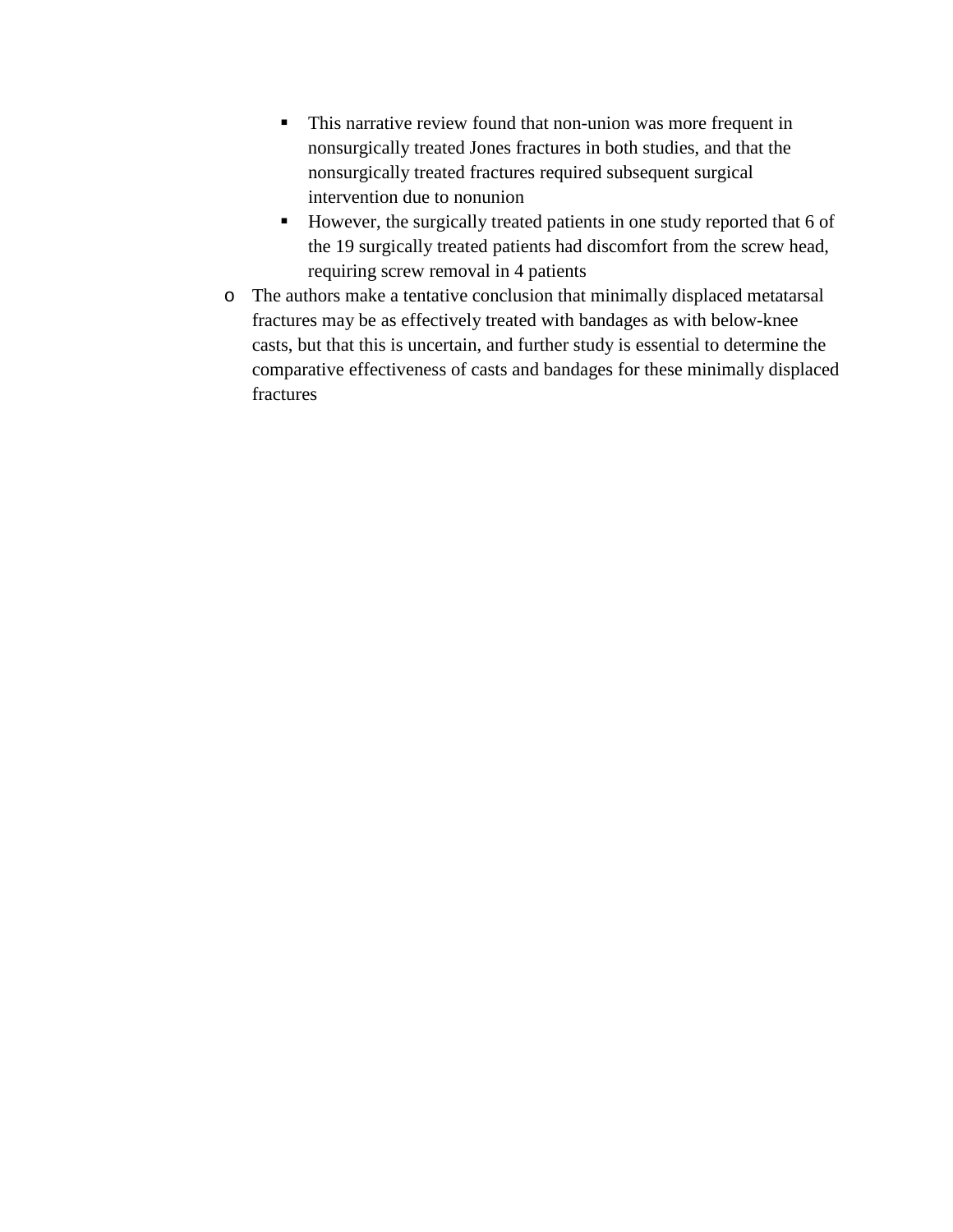- This narrative review found that non-union was more frequent in nonsurgically treated Jones fractures in both studies, and that the nonsurgically treated fractures required subsequent surgical intervention due to nonunion
    - However, the surgically treated patients in one study reported that 6 of the 19 surgically treated patients had discomfort from the screw head, requiring screw removal in 4 patients
  - The authors make a tentative conclusion that minimally displaced metatarsal fractures may be as effectively treated with bandages as with below-knee casts, but that this is uncertain, and further study is essential to determine the comparative effectiveness of casts and bandages for these minimally displaced fractures